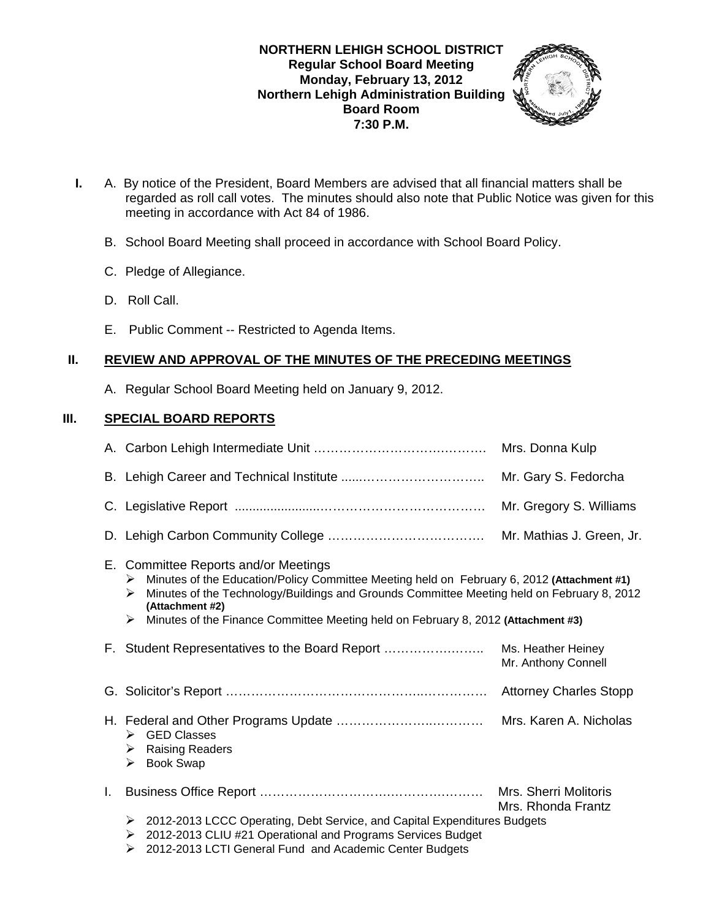**NORTHERN LEHIGH SCHOOL DISTRICT**
**Regular School Board Meeting**
**Monday, February 13, 2012**
**Northern Lehigh Administration Building**
**Board Room**
**7:30 P.M.**

**I.** A. By notice of the President, Board Members are advised that all financial matters shall be regarded as roll call votes. The minutes should also note that Public Notice was given for this meeting in accordance with Act 84 of 1986.

B. School Board Meeting shall proceed in accordance with School Board Policy.

C. Pledge of Allegiance.

D. Roll Call.

E. Public Comment -- Restricted to Agenda Items.

## II. REVIEW AND APPROVAL OF THE MINUTES OF THE PRECEDING MEETINGS

A. Regular School Board Meeting held on January 9, 2012.

## III. SPECIAL BOARD REPORTS

A. Carbon Lehigh Intermediate Unit …………………………………. Mrs. Donna Kulp

B. Lehigh Career and Technical Institute ................................ Mr. Gary S. Fedorcha

C. Legislative Report ........................................................ Mr. Gregory S. Williams

D. Lehigh Carbon Community College ………………………………. Mr. Mathias J. Green, Jr.

E. Committee Reports and/or Meetings
- Minutes of the Education/Policy Committee Meeting held on February 6, 2012 **(Attachment #1)**
- Minutes of the Technology/Buildings and Grounds Committee Meeting held on February 8, 2012 **(Attachment #2)**
- Minutes of the Finance Committee Meeting held on February 8, 2012 **(Attachment #3)**

F. Student Representatives to the Board Report ……………………. Ms. Heather Heiney, Mr. Anthony Connell

G. Solicitor's Report …………………………………………………… Attorney Charles Stopp

H. Federal and Other Programs Update …………………………… Mrs. Karen A. Nicholas
- GED Classes
- Raising Readers
- Book Swap

I. Business Office Report ……………………………………………… Mrs. Sherri Molitoris, Mrs. Rhonda Frantz
- 2012-2013 LCCC Operating, Debt Service, and Capital Expenditures Budgets
- 2012-2013 CLIU #21 Operational and Programs Services Budget
- 2012-2013 LCTI General Fund and Academic Center Budgets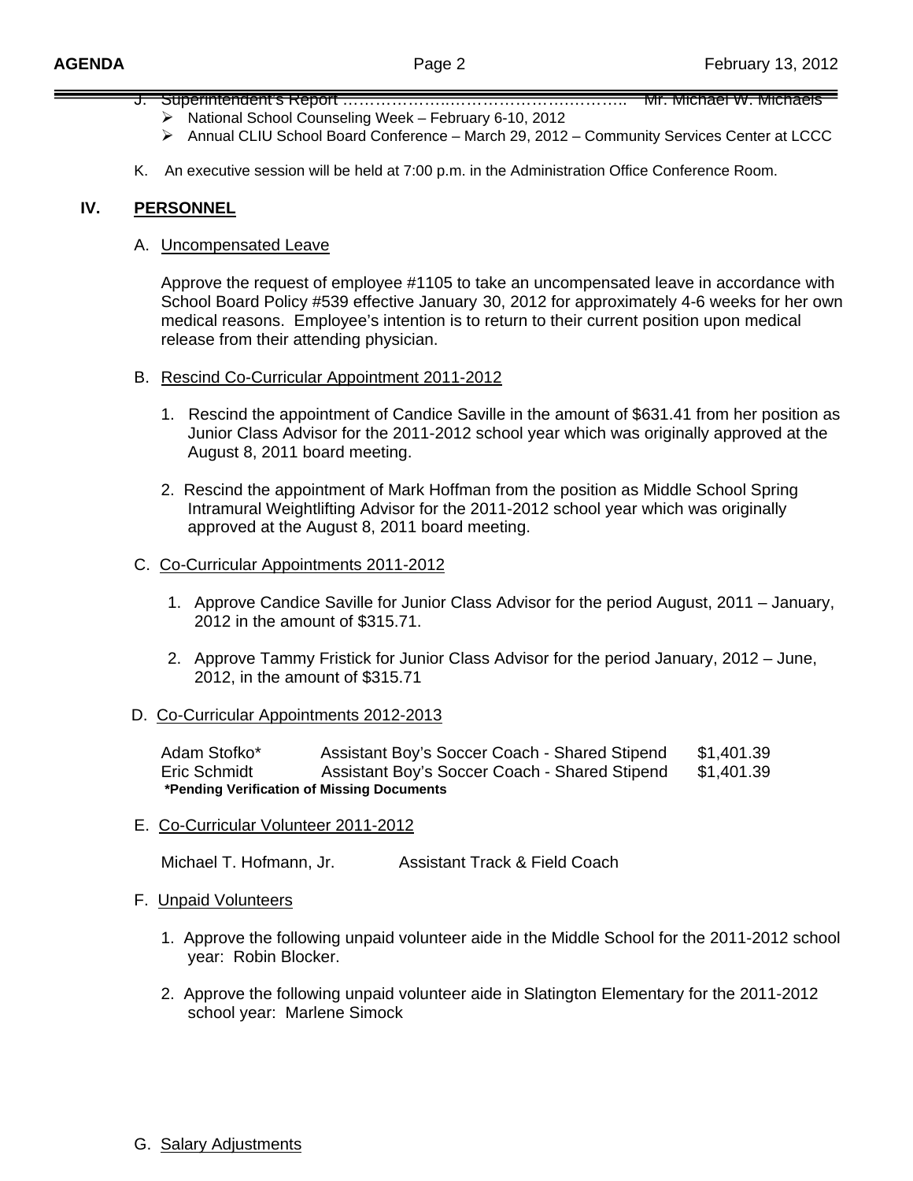J. Superintendent's Report ………………..……………….………. Mr. Michael W. Michaels

- National School Counseling Week – February 6-10, 2012
- Annual CLIU School Board Conference – March 29, 2012 – Community Services Center at LCCC

K. An executive session will be held at 7:00 p.m. in the Administration Office Conference Room.

## IV. PERSONNEL

A. Uncompensated Leave

Approve the request of employee #1105 to take an uncompensated leave in accordance with School Board Policy #539 effective January 30, 2012 for approximately 4-6 weeks for her own medical reasons. Employee's intention is to return to their current position upon medical release from their attending physician.

B. Rescind Co-Curricular Appointment 2011-2012

1. Rescind the appointment of Candice Saville in the amount of $631.41 from her position as Junior Class Advisor for the 2011-2012 school year which was originally approved at the August 8, 2011 board meeting.
2. Rescind the appointment of Mark Hoffman from the position as Middle School Spring Intramural Weightlifting Advisor for the 2011-2012 school year which was originally approved at the August 8, 2011 board meeting.

C. Co-Curricular Appointments 2011-2012

1. Approve Candice Saville for Junior Class Advisor for the period August, 2011 – January, 2012 in the amount of $315.71.
2. Approve Tammy Fristick for Junior Class Advisor for the period January, 2012 – June, 2012, in the amount of $315.71

D. Co-Curricular Appointments 2012-2013

| | | |
|---|---|---|
| Adam Stofko* | Assistant Boy's Soccer Coach - Shared Stipend | $1,401.39 |
| Eric Schmidt | Assistant Boy's Soccer Coach - Shared Stipend | $1,401.39 |

**\*Pending Verification of Missing Documents**

E. Co-Curricular Volunteer 2011-2012

Michael T. Hofmann, Jr. Assistant Track & Field Coach

F. Unpaid Volunteers

1. Approve the following unpaid volunteer aide in the Middle School for the 2011-2012 school year: Robin Blocker.
2. Approve the following unpaid volunteer aide in Slatington Elementary for the 2011-2012 school year: Marlene Simock

G. Salary Adjustments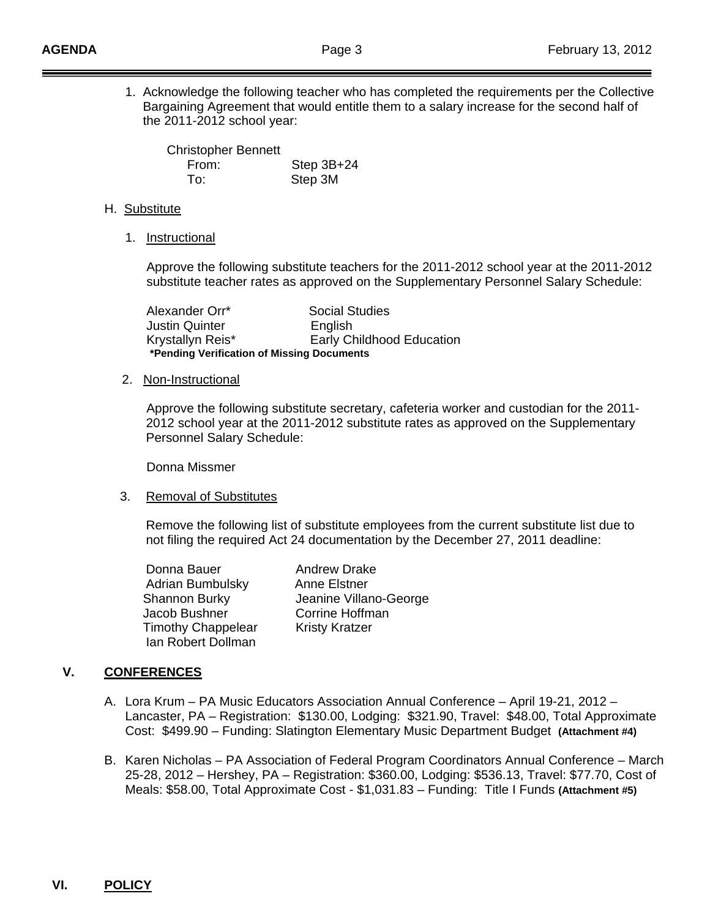1. Acknowledge the following teacher who has completed the requirements per the Collective Bargaining Agreement that would entitle them to a salary increase for the second half of the 2011-2012 school year:

   Christopher Bennett
   From: Step 3B+24
   To: Step 3M

H. Substitute

1. Instructional

   Approve the following substitute teachers for the 2011-2012 school year at the 2011-2012 substitute teacher rates as approved on the Supplementary Personnel Salary Schedule:

   | | |
   |---|---|
   | Alexander Orr* | Social Studies |
   | Justin Quinter | English |
   | Krystallyn Reis* | Early Childhood Education |

   **\*Pending Verification of Missing Documents**

2. Non-Instructional

   Approve the following substitute secretary, cafeteria worker and custodian for the 2011-2012 school year at the 2011-2012 substitute rates as approved on the Supplementary Personnel Salary Schedule:

   Donna Missmer

3. Removal of Substitutes

   Remove the following list of substitute employees from the current substitute list due to not filing the required Act 24 documentation by the December 27, 2011 deadline:

   | | |
   |---|---|
   | Donna Bauer | Andrew Drake |
   | Adrian Bumbulsky | Anne Elstner |
   | Shannon Burky | Jeanine Villano-George |
   | Jacob Bushner | Corrine Hoffman |
   | Timothy Chappelear | Kristy Kratzer |
   | Ian Robert Dollman | |

## V. CONFERENCES

A. Lora Krum – PA Music Educators Association Annual Conference – April 19-21, 2012 – Lancaster, PA – Registration: $130.00, Lodging: $321.90, Travel: $48.00, Total Approximate Cost: $499.90 – Funding: Slatington Elementary Music Department Budget **(Attachment #4)**

B. Karen Nicholas – PA Association of Federal Program Coordinators Annual Conference – March 25-28, 2012 – Hershey, PA – Registration: $360.00, Lodging: $536.13, Travel: $77.70, Cost of Meals: $58.00, Total Approximate Cost - $1,031.83 – Funding: Title I Funds **(Attachment #5)**

## VI. POLICY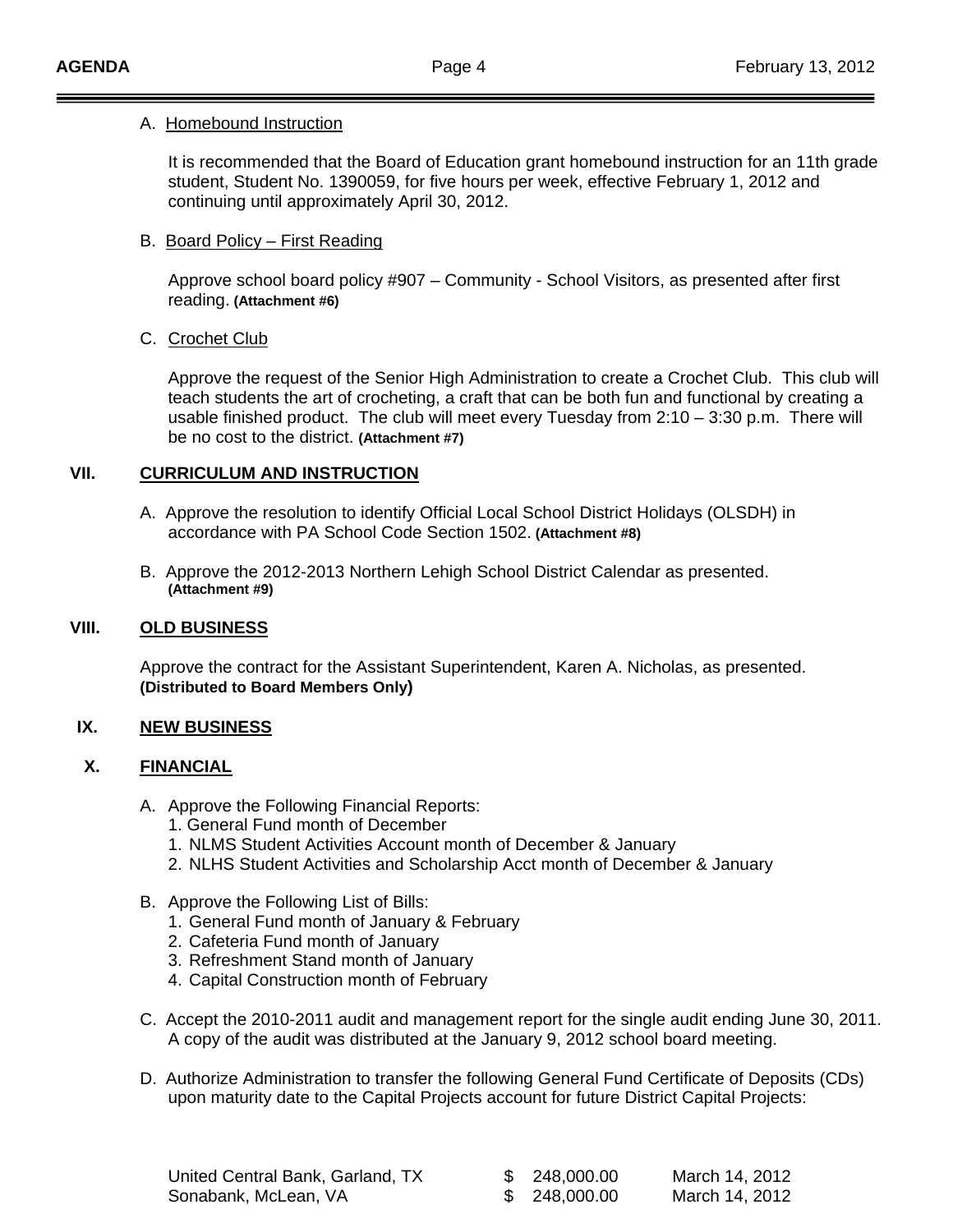A. Homebound Instruction

It is recommended that the Board of Education grant homebound instruction for an 11th grade student, Student No. 1390059, for five hours per week, effective February 1, 2012 and continuing until approximately April 30, 2012.

B. Board Policy – First Reading

Approve school board policy #907 – Community - School Visitors, as presented after first reading. **(Attachment #6)**

C. Crochet Club

Approve the request of the Senior High Administration to create a Crochet Club. This club will teach students the art of crocheting, a craft that can be both fun and functional by creating a usable finished product. The club will meet every Tuesday from 2:10 – 3:30 p.m. There will be no cost to the district. **(Attachment #7)**

## VII. CURRICULUM AND INSTRUCTION

A. Approve the resolution to identify Official Local School District Holidays (OLSDH) in accordance with PA School Code Section 1502. **(Attachment #8)**

B. Approve the 2012-2013 Northern Lehigh School District Calendar as presented. **(Attachment #9)**

## VIII. OLD BUSINESS

Approve the contract for the Assistant Superintendent, Karen A. Nicholas, as presented. **(Distributed to Board Members Only)**

## IX. NEW BUSINESS

## X. FINANCIAL

A. Approve the Following Financial Reports:
   1. General Fund month of December
   1. NLMS Student Activities Account month of December & January
   2. NLHS Student Activities and Scholarship Acct month of December & January

B. Approve the Following List of Bills:
   1. General Fund month of January & February
   2. Cafeteria Fund month of January
   3. Refreshment Stand month of January
   4. Capital Construction month of February

C. Accept the 2010-2011 audit and management report for the single audit ending June 30, 2011. A copy of the audit was distributed at the January 9, 2012 school board meeting.

D. Authorize Administration to transfer the following General Fund Certificate of Deposits (CDs) upon maturity date to the Capital Projects account for future District Capital Projects:

| | | |
|---|---|---|
| United Central Bank, Garland, TX | $ 248,000.00 | March 14, 2012 |
| Sonabank, McLean, VA | $ 248,000.00 | March 14, 2012 |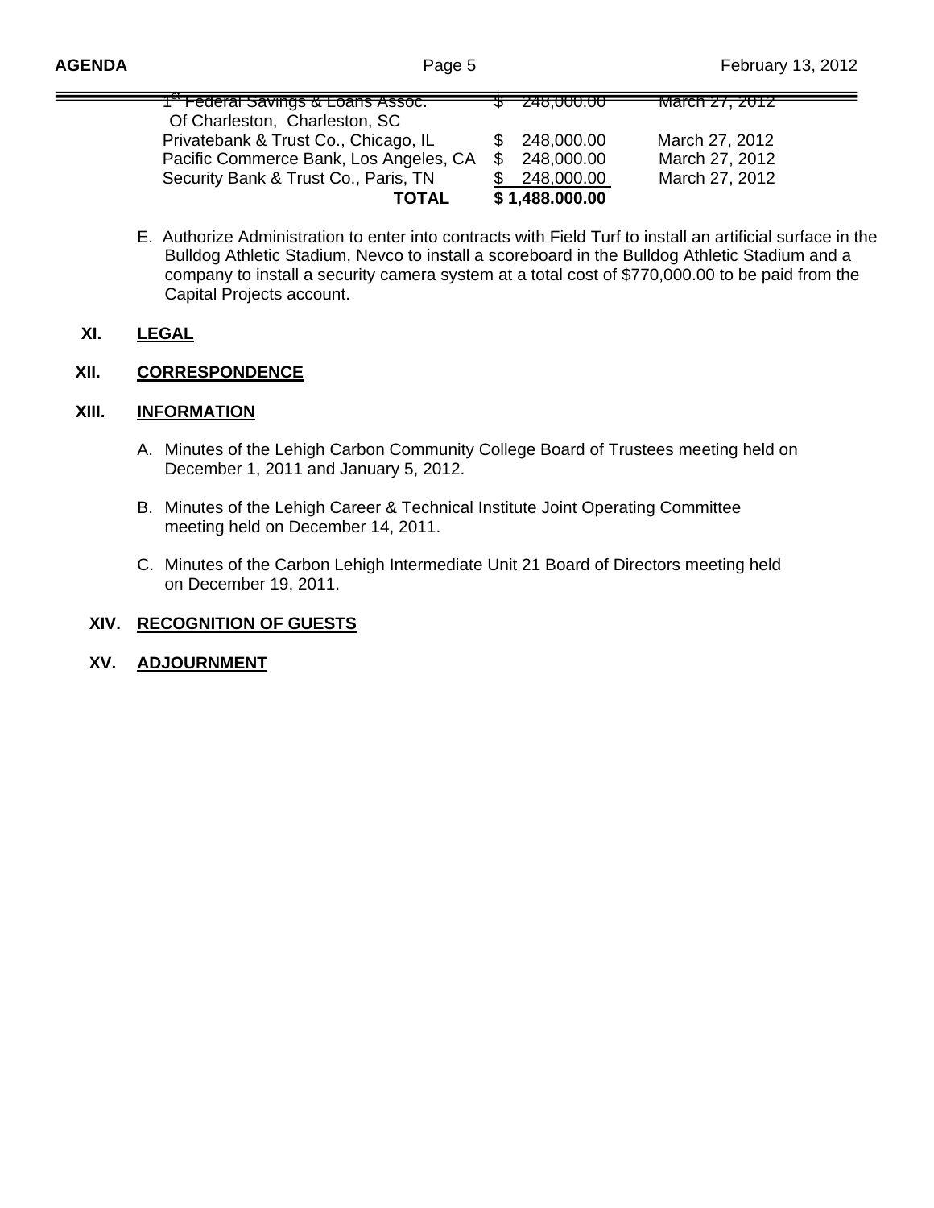| | | |
|---|---|---|
| ~~1st Federal Savings & Loans Assoc.~~ Of Charleston, Charleston, SC | ~~$ 248,000.00~~ | ~~March 27, 2012~~ |
| Privatebank & Trust Co., Chicago, IL | $ 248,000.00 | March 27, 2012 |
| Pacific Commerce Bank, Los Angeles, CA | $ 248,000.00 | March 27, 2012 |
| Security Bank & Trust Co., Paris, TN | $ 248,000.00 | March 27, 2012 |
| **TOTAL** | **$ 1,488.000.00** | |

E. Authorize Administration to enter into contracts with Field Turf to install an artificial surface in the Bulldog Athletic Stadium, Nevco to install a scoreboard in the Bulldog Athletic Stadium and a company to install a security camera system at a total cost of $770,000.00 to be paid from the Capital Projects account.

## XI. LEGAL

## XII. CORRESPONDENCE

## XIII. INFORMATION

A. Minutes of the Lehigh Carbon Community College Board of Trustees meeting held on December 1, 2011 and January 5, 2012.

B. Minutes of the Lehigh Career & Technical Institute Joint Operating Committee meeting held on December 14, 2011.

C. Minutes of the Carbon Lehigh Intermediate Unit 21 Board of Directors meeting held on December 19, 2011.

## XIV. RECOGNITION OF GUESTS

## XV. ADJOURNMENT